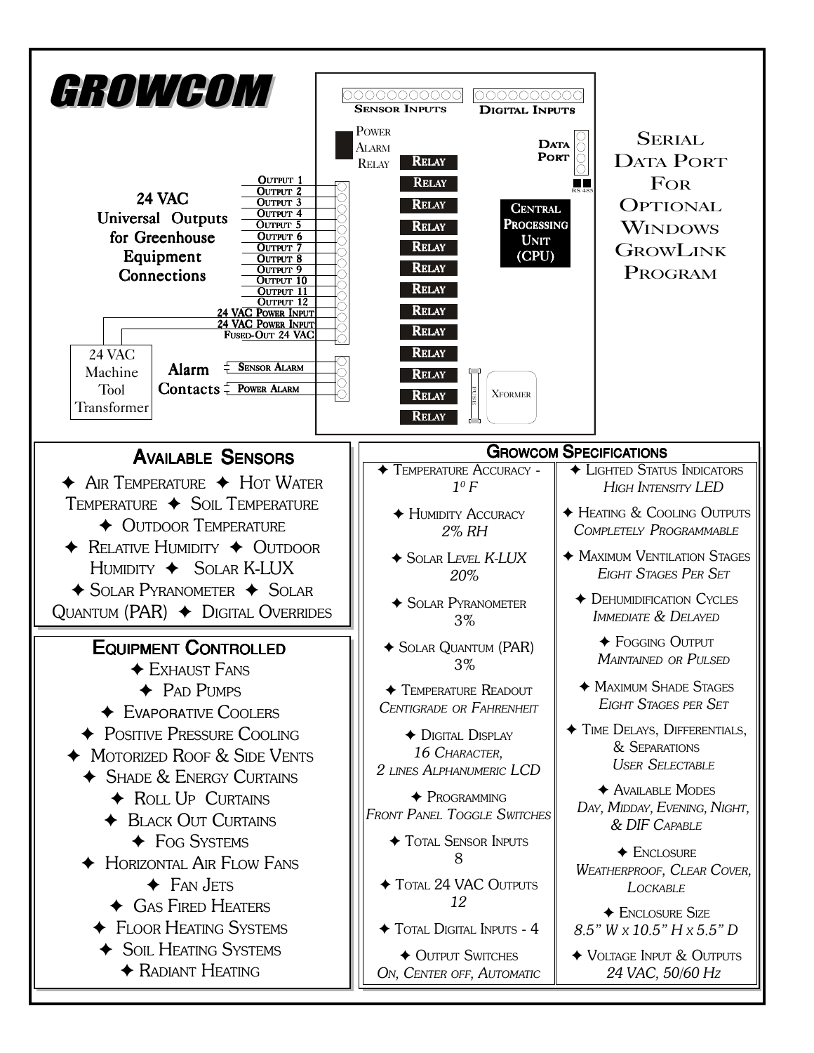# GROWCOM

SENSOR INPUTS

DIGITAL INPUTS

POWER ALARM RELAY

DATA PORT

RS 485

RELAY
RELAY
RELAY
RELAY
RELAY
RELAY
RELAY
RELAY
RELAY
RELAY
RELAY
RELAY
RELAY

CENTRAL PROCESSING UNIT (CPU)

FUSE

XFORMER

**24 VAC Universal Outputs for Greenhouse Equipment Connections**

OUTPUT 1
OUTPUT 2
OUTPUT 3
OUTPUT 4
OUTPUT 5
OUTPUT 6
OUTPUT 7
OUTPUT 8
OUTPUT 9
OUTPUT 10
OUTPUT 11
OUTPUT 12
24 VAC POWER INPUT
24 VAC POWER INPUT
FUSED-OUT 24 VAC

24 VAC Machine Tool Transformer

**Alarm Contacts**

SENSOR ALARM
POWER ALARM

SERIAL DATA PORT FOR OPTIONAL WINDOWS GROWLINK PROGRAM

## AVAILABLE SENSORS

✦ AIR TEMPERATURE ✦ HOT WATER TEMPERATURE ✦ SOIL TEMPERATURE ✦ OUTDOOR TEMPERATURE ✦ RELATIVE HUMIDITY ✦ OUTDOOR HUMIDITY ✦ SOLAR K-LUX ✦ SOLAR PYRANOMETER ✦ SOLAR QUANTUM (PAR) ✦ DIGITAL OVERRIDES

## EQUIPMENT CONTROLLED

- ✦ EXHAUST FANS
- ✦ PAD PUMPS
- ✦ EVAPORATIVE COOLERS
- ✦ POSITIVE PRESSURE COOLING
- ✦ MOTORIZED ROOF & SIDE VENTS
- ✦ SHADE & ENERGY CURTAINS
- ✦ ROLL UP CURTAINS
- ✦ BLACK OUT CURTAINS
- ✦ FOG SYSTEMS
- ✦ HORIZONTAL AIR FLOW FANS
- ✦ FAN JETS
- ✦ GAS FIRED HEATERS
- ✦ FLOOR HEATING SYSTEMS
- ✦ SOIL HEATING SYSTEMS
- ✦ RADIANT HEATING

## GROWCOM SPECIFICATIONS

- ✦ TEMPERATURE ACCURACY - *$1^0$ F*
- ✦ HUMIDITY ACCURACY *2% RH*
- ✦ SOLAR LEVEL *K-LUX* *20%*
- ✦ SOLAR PYRANOMETER 3%
- ✦ SOLAR QUANTUM (PAR) 3%
- ✦ TEMPERATURE READOUT *CENTIGRADE OR FAHRENHEIT*
- ✦ DIGITAL DISPLAY *16 CHARACTER, 2 LINES ALPHANUMERIC LCD*
- ✦ PROGRAMMING *FRONT PANEL TOGGLE SWITCHES*
- ✦ TOTAL SENSOR INPUTS 8
- ✦ TOTAL 24 VAC OUTPUTS *12*
- ✦ TOTAL DIGITAL INPUTS - 4
- ✦ OUTPUT SWITCHES *ON, CENTER OFF, AUTOMATIC*
- ✦ LIGHTED STATUS INDICATORS *HIGH INTENSITY LED*
- ✦ HEATING & COOLING OUTPUTS *COMPLETELY PROGRAMMABLE*
- ✦ MAXIMUM VENTILATION STAGES *EIGHT STAGES PER SET*
- ✦ DEHUMIDIFICATION CYCLES *IMMEDIATE & DELAYED*
- ✦ FOGGING OUTPUT *MAINTAINED OR PULSED*
- ✦ MAXIMUM SHADE STAGES *EIGHT STAGES PER SET*
- ✦ TIME DELAYS, DIFFERENTIALS, & SEPARATIONS *USER SELECTABLE*
- ✦ AVAILABLE MODES *DAY, MIDDAY, EVENING, NIGHT, & DIF CAPABLE*
- ✦ ENCLOSURE *WEATHERPROOF, CLEAR COVER, LOCKABLE*
- ✦ ENCLOSURE SIZE *8.5” W x 10.5” H x 5.5” D*
- ✦ VOLTAGE INPUT & OUTPUTS *24 VAC, 50/60 HZ*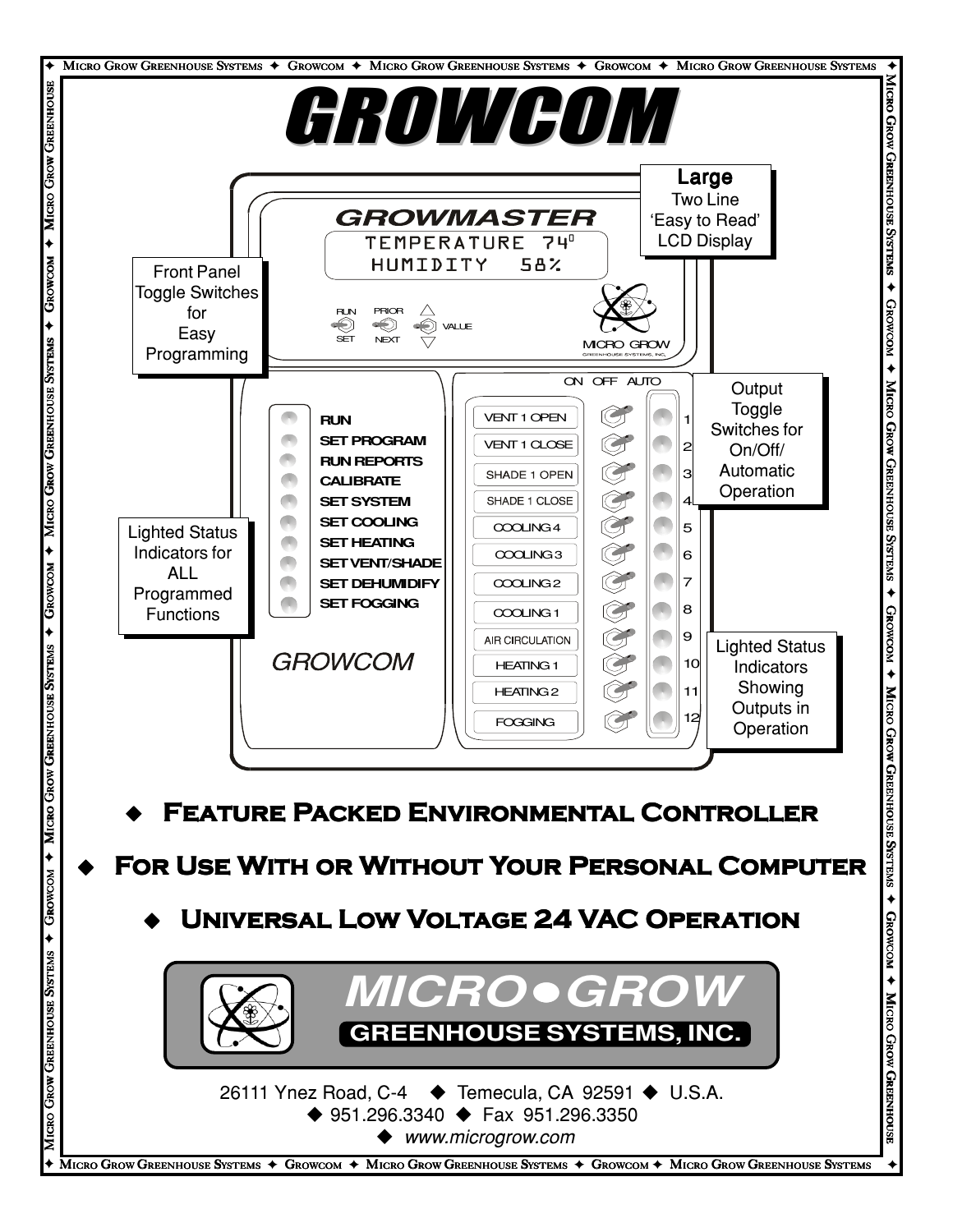# GROWCOM

GROWMASTER

TEMPERATURE 74°
HUMIDITY 58%

RUN / SET
PRIOR / NEXT
VALUE

MICRO GROW
GREENHOUSE SYSTEMS, INC.

**Large**
Two Line
'Easy to Read'
LCD Display

Front Panel
Toggle Switches
for
Easy
Programming

RUN
SET PROGRAM
RUN REPORTS
CALIBRATE
SET SYSTEM
SET COOLING
SET HEATING
SET VENT/SHADE
SET DEHUMIDIFY
SET FOGGING

Lighted Status
Indicators for
ALL
Programmed
Functions

GROWCOM

ON OFF AUTO

1 VENT 1 OPEN
2 VENT 1 CLOSE
3 SHADE 1 OPEN
4 SHADE 1 CLOSE
5 COOLING 4
6 COOLING 3
7 COOLING 2
8 COOLING 1
9 AIR CIRCULATION
10 HEATING 1
11 HEATING 2
12 FOGGING

Output
Toggle
Switches for
On/Off/
Automatic
Operation

Lighted Status
Indicators
Showing
Outputs in
Operation

- **Feature Packed Environmental Controller**
- **For Use With or Without Your Personal Computer**
- **Universal Low Voltage 24 VAC Operation**

MICRO • GROW
GREENHOUSE SYSTEMS, INC.

26111 Ynez Road, C-4 ◆ Temecula, CA 92591 ◆ U.S.A.
◆ 951.296.3340 ◆ Fax 951.296.3350
◆ *www.microgrow.com*